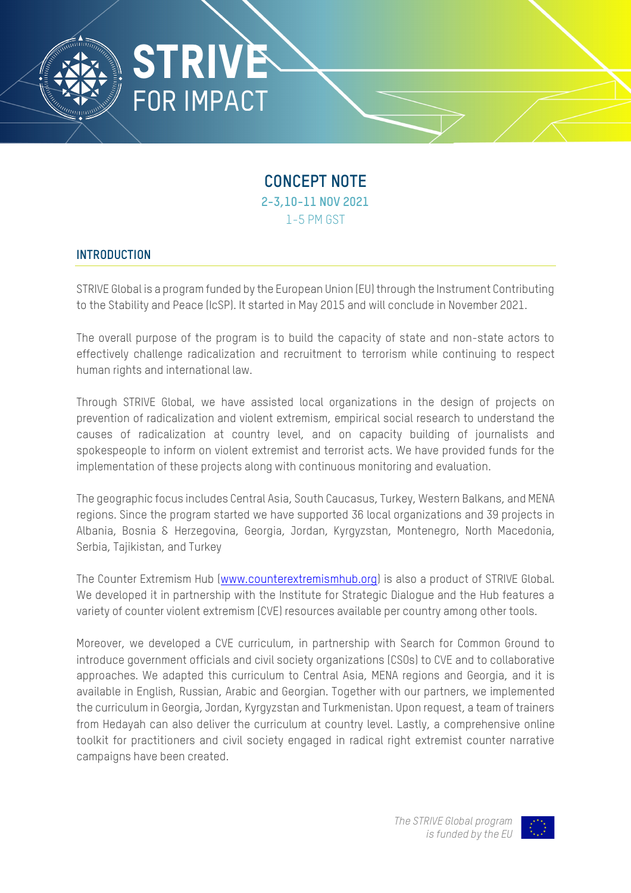# STRIVE FOR IMPACT

## CONCEPT NOTE

**2-3,10-11 NOV 2021**

1-5 PM GST

### INTRODUCTION

STRIVE Global is a program funded by the European Union (EU) through the Instrument Contributing to the Stability and Peace (IcSP). It started in May 2015 and will conclude in November 2021.

The overall purpose of the program is to build the capacity of state and non-state actors to effectively challenge radicalization and recruitment to terrorism while continuing to respect human rights and international law.

Through STRIVE Global, we have assisted local organizations in the design of projects on prevention of radicalization and violent extremism, empirical social research to understand the causes of radicalization at country level, and on capacity building of journalists and spokespeople to inform on violent extremist and terrorist acts. We have provided funds for the implementation of these projects along with continuous monitoring and evaluation.

The geographic focus includes Central Asia, South Caucasus, Turkey, Western Balkans, and MENA regions. Since the program started we have supported 36 local organizations and 39 projects in Albania, Bosnia & Herzegovina, Georgia, Jordan, Kyrgyzstan, Montenegro, North Macedonia, Serbia, Tajikistan, and Turkey

The Counter Extremism Hub (www.counterextremismhub.org) is also a product of STRIVE Global. We developed it in partnership with the Institute for Strategic Dialogue and the Hub features a variety of counter violent extremism (CVE) resources available per country among other tools.

Moreover, we developed a CVE curriculum, in partnership with Search for Common Ground to introduce government officials and civil society organizations (CSOs) to CVE and to collaborative approaches. We adapted this curriculum to Central Asia, MENA regions and Georgia, and it is available in English, Russian, Arabic and Georgian. Together with our partners, we implemented the curriculum in Georgia, Jordan, Kyrgyzstan and Turkmenistan. Upon request, a team of trainers from Hedayah can also deliver the curriculum at country level. Lastly, a comprehensive online toolkit for practitioners and civil society engaged in radical right extremist counter narrative campaigns have been created.

*The STRIVE Global program is funded by the EU*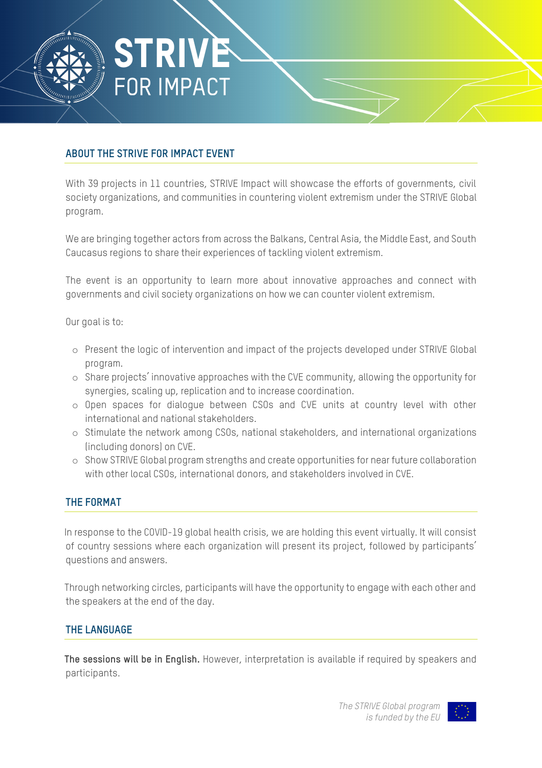# STRIVE FOR IMPACT

## ABOUT THE STRIVE FOR IMPACT EVENT

With 39 projects in 11 countries, STRIVE Impact will showcase the efforts of governments, civil society organizations, and communities in countering violent extremism under the STRIVE Global program.

We are bringing together actors from across the Balkans, Central Asia, the Middle East, and South Caucasus regions to share their experiences of tackling violent extremism.

The event is an opportunity to learn more about innovative approaches and connect with governments and civil society organizations on how we can counter violent extremism.

Our goal is to:

- Present the logic of intervention and impact of the projects developed under STRIVE Global program.
- Share projects' innovative approaches with the CVE community, allowing the opportunity for synergies, scaling up, replication and to increase coordination.
- Open spaces for dialogue between CSOs and CVE units at country level with other international and national stakeholders.
- Stimulate the network among CSOs, national stakeholders, and international organizations (including donors) on CVE.
- Show STRIVE Global program strengths and create opportunities for near future collaboration with other local CSOs, international donors, and stakeholders involved in CVE.

## THE FORMAT

In response to the COVID-19 global health crisis, we are holding this event virtually. It will consist of country sessions where each organization will present its project, followed by participants' questions and answers.

Through networking circles, participants will have the opportunity to engage with each other and the speakers at the end of the day.

## THE LANGUAGE

**The sessions will be in English.** However, interpretation is available if required by speakers and participants.

*The STRIVE Global program is funded by the EU*